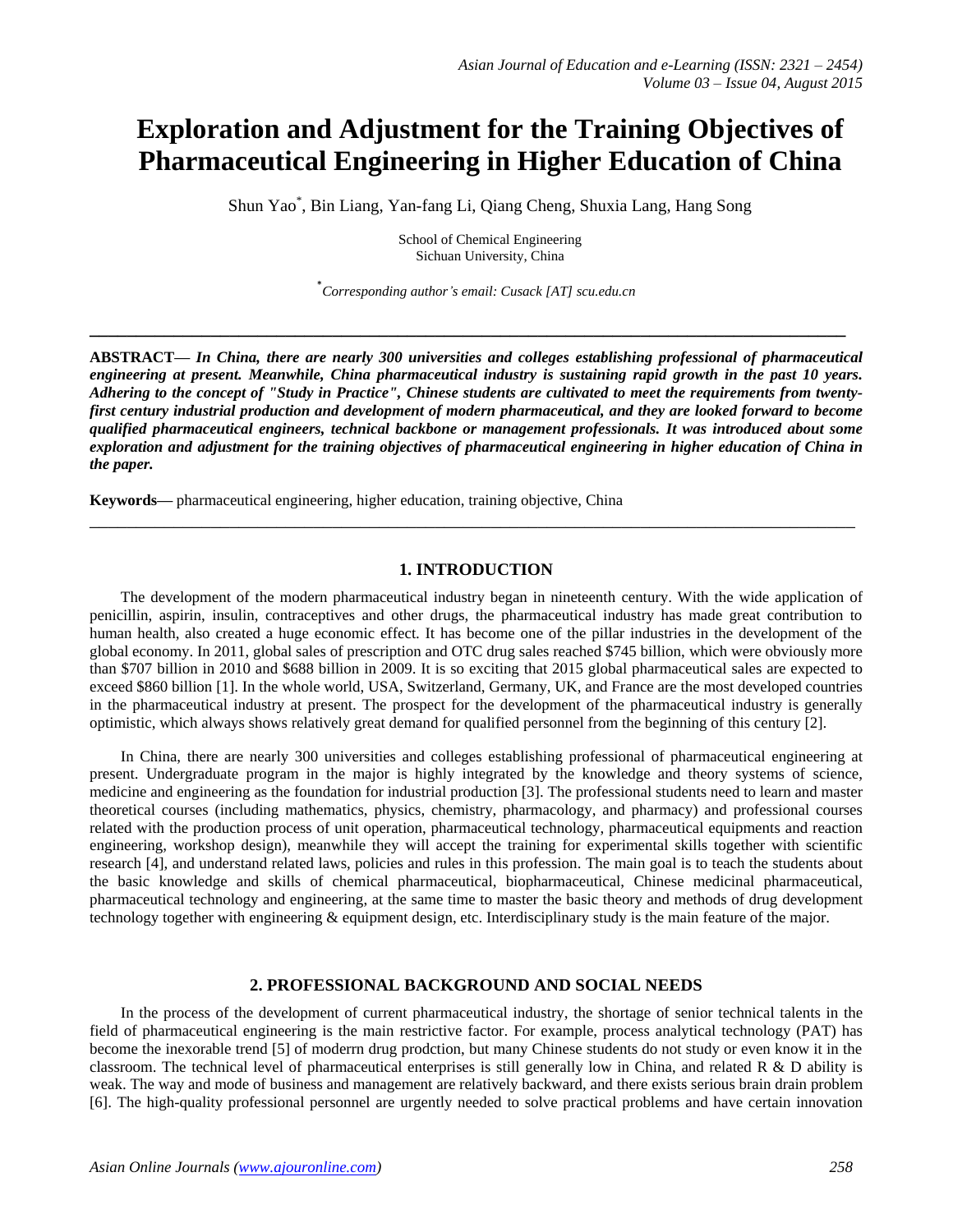# Exploration and Adjustment for the Training Objectives of Pharmaceutical Engineering in Higher Education of China

Shun Yao*, Bin Liang, Yan-fang Li, Qiang Cheng, Shuxia Lang, Hang Song

School of Chemical Engineering
Sichuan University, China

*Corresponding author's email: Cusack [AT] scu.edu.cn

---

**ABSTRACT—** ***In China, there are nearly 300 universities and colleges establishing professional of pharmaceutical engineering at present. Meanwhile, China pharmaceutical industry is sustaining rapid growth in the past 10 years. Adhering to the concept of "Study in Practice", Chinese students are cultivated to meet the requirements from twenty-first century industrial production and development of modern pharmaceutical, and they are looked forward to become qualified pharmaceutical engineers, technical backbone or management professionals. It was introduced about some exploration and adjustment for the training objectives of pharmaceutical engineering in higher education of China in the paper.***

**Keywords—** pharmaceutical engineering, higher education, training objective, China

---

## 1. INTRODUCTION

The development of the modern pharmaceutical industry began in nineteenth century. With the wide application of penicillin, aspirin, insulin, contraceptives and other drugs, the pharmaceutical industry has made great contribution to human health, also created a huge economic effect. It has become one of the pillar industries in the development of the global economy. In 2011, global sales of prescription and OTC drug sales reached $745 billion, which were obviously more than $707 billion in 2010 and $688 billion in 2009. It is so exciting that 2015 global pharmaceutical sales are expected to exceed $860 billion [1]. In the whole world, USA, Switzerland, Germany, UK, and France are the most developed countries in the pharmaceutical industry at present. The prospect for the development of the pharmaceutical industry is generally optimistic, which always shows relatively great demand for qualified personnel from the beginning of this century [2].

In China, there are nearly 300 universities and colleges establishing professional of pharmaceutical engineering at present. Undergraduate program in the major is highly integrated by the knowledge and theory systems of science, medicine and engineering as the foundation for industrial production [3]. The professional students need to learn and master theoretical courses (including mathematics, physics, chemistry, pharmacology, and pharmacy) and professional courses related with the production process of unit operation, pharmaceutical technology, pharmaceutical equipments and reaction engineering, workshop design), meanwhile they will accept the training for experimental skills together with scientific research [4], and understand related laws, policies and rules in this profession. The main goal is to teach the students about the basic knowledge and skills of chemical pharmaceutical, biopharmaceutical, Chinese medicinal pharmaceutical, pharmaceutical technology and engineering, at the same time to master the basic theory and methods of drug development technology together with engineering & equipment design, etc. Interdisciplinary study is the main feature of the major.

## 2. PROFESSIONAL BACKGROUND AND SOCIAL NEEDS

In the process of the development of current pharmaceutical industry, the shortage of senior technical talents in the field of pharmaceutical engineering is the main restrictive factor. For example, process analytical technology (PAT) has become the inexorable trend [5] of moderrn drug prodction, but many Chinese students do not study or even know it in the classroom. The technical level of pharmaceutical enterprises is still generally low in China, and related R & D ability is weak. The way and mode of business and management are relatively backward, and there exists serious brain drain problem [6]. The high-quality professional personnel are urgently needed to solve practical problems and have certain innovation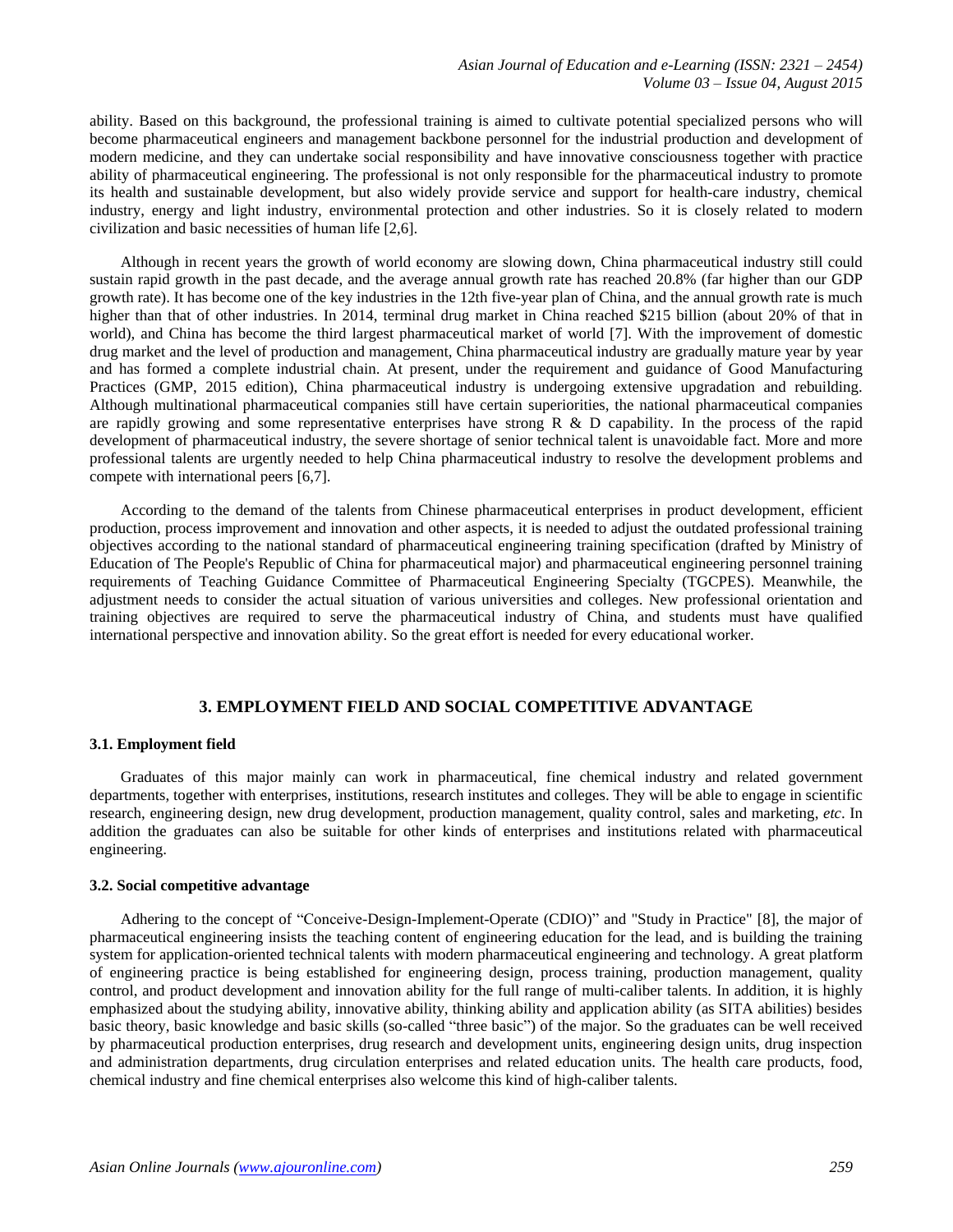ability. Based on this background, the professional training is aimed to cultivate potential specialized persons who will become pharmaceutical engineers and management backbone personnel for the industrial production and development of modern medicine, and they can undertake social responsibility and have innovative consciousness together with practice ability of pharmaceutical engineering. The professional is not only responsible for the pharmaceutical industry to promote its health and sustainable development, but also widely provide service and support for health-care industry, chemical industry, energy and light industry, environmental protection and other industries. So it is closely related to modern civilization and basic necessities of human life [2,6].

Although in recent years the growth of world economy are slowing down, China pharmaceutical industry still could sustain rapid growth in the past decade, and the average annual growth rate has reached 20.8% (far higher than our GDP growth rate). It has become one of the key industries in the 12th five-year plan of China, and the annual growth rate is much higher than that of other industries. In 2014, terminal drug market in China reached $215 billion (about 20% of that in world), and China has become the third largest pharmaceutical market of world [7]. With the improvement of domestic drug market and the level of production and management, China pharmaceutical industry are gradually mature year by year and has formed a complete industrial chain. At present, under the requirement and guidance of Good Manufacturing Practices (GMP, 2015 edition), China pharmaceutical industry is undergoing extensive upgradation and rebuilding. Although multinational pharmaceutical companies still have certain superiorities, the national pharmaceutical companies are rapidly growing and some representative enterprises have strong R & D capability. In the process of the rapid development of pharmaceutical industry, the severe shortage of senior technical talent is unavoidable fact. More and more professional talents are urgently needed to help China pharmaceutical industry to resolve the development problems and compete with international peers [6,7].

According to the demand of the talents from Chinese pharmaceutical enterprises in product development, efficient production, process improvement and innovation and other aspects, it is needed to adjust the outdated professional training objectives according to the national standard of pharmaceutical engineering training specification (drafted by Ministry of Education of The People's Republic of China for pharmaceutical major) and pharmaceutical engineering personnel training requirements of Teaching Guidance Committee of Pharmaceutical Engineering Specialty (TGCPES). Meanwhile, the adjustment needs to consider the actual situation of various universities and colleges. New professional orientation and training objectives are required to serve the pharmaceutical industry of China, and students must have qualified international perspective and innovation ability. So the great effort is needed for every educational worker.

## 3. EMPLOYMENT FIELD AND SOCIAL COMPETITIVE ADVANTAGE

### 3.1. Employment field

Graduates of this major mainly can work in pharmaceutical, fine chemical industry and related government departments, together with enterprises, institutions, research institutes and colleges. They will be able to engage in scientific research, engineering design, new drug development, production management, quality control, sales and marketing, *etc*. In addition the graduates can also be suitable for other kinds of enterprises and institutions related with pharmaceutical engineering.

### 3.2. Social competitive advantage

Adhering to the concept of "Conceive-Design-Implement-Operate (CDIO)" and "Study in Practice" [8], the major of pharmaceutical engineering insists the teaching content of engineering education for the lead, and is building the training system for application-oriented technical talents with modern pharmaceutical engineering and technology. A great platform of engineering practice is being established for engineering design, process training, production management, quality control, and product development and innovation ability for the full range of multi-caliber talents. In addition, it is highly emphasized about the studying ability, innovative ability, thinking ability and application ability (as SITA abilities) besides basic theory, basic knowledge and basic skills (so-called "three basic") of the major. So the graduates can be well received by pharmaceutical production enterprises, drug research and development units, engineering design units, drug inspection and administration departments, drug circulation enterprises and related education units. The health care products, food, chemical industry and fine chemical enterprises also welcome this kind of high-caliber talents.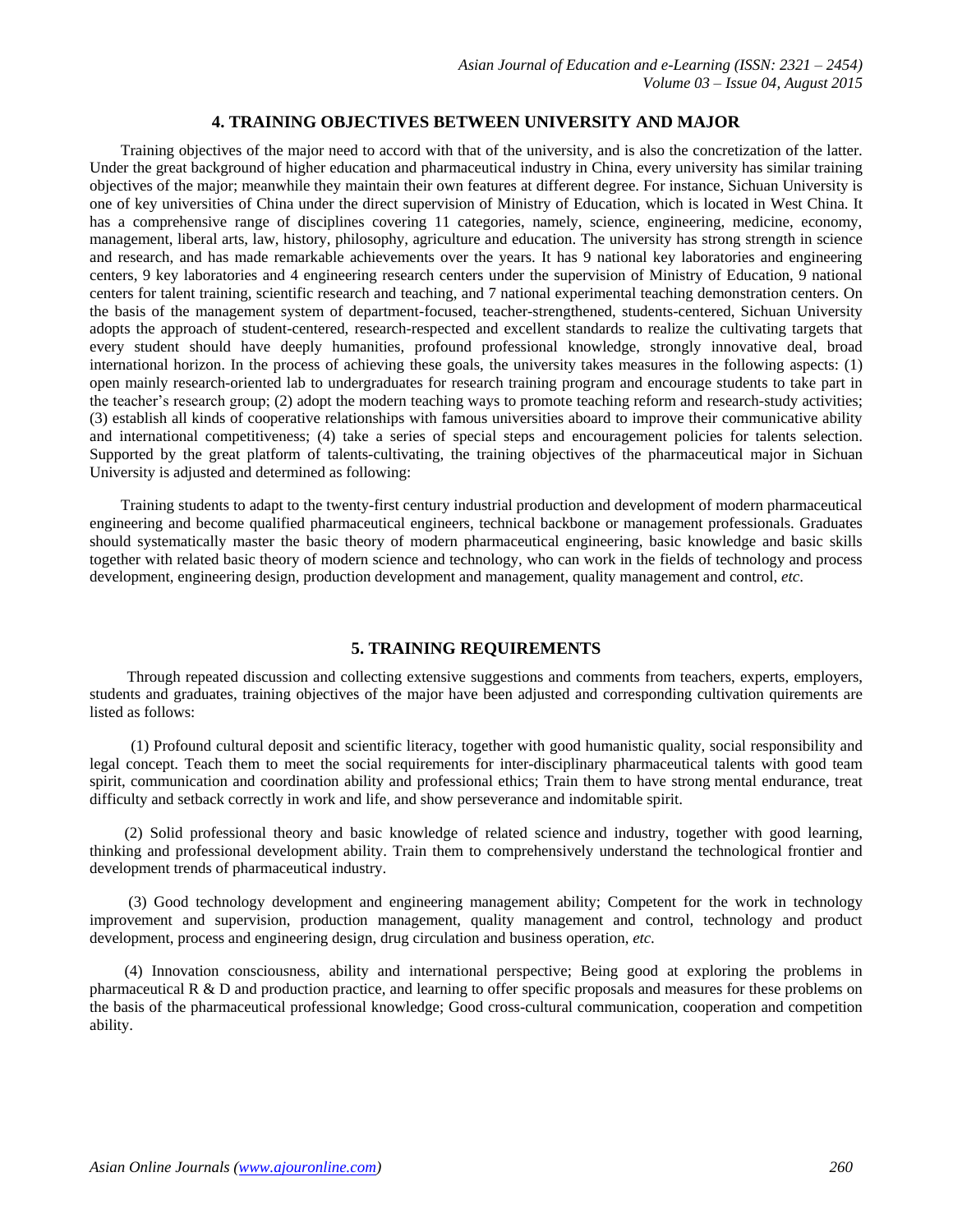## 4. TRAINING OBJECTIVES BETWEEN UNIVERSITY AND MAJOR

Training objectives of the major need to accord with that of the university, and is also the concretization of the latter. Under the great background of higher education and pharmaceutical industry in China, every university has similar training objectives of the major; meanwhile they maintain their own features at different degree. For instance, Sichuan University is one of key universities of China under the direct supervision of Ministry of Education, which is located in West China. It has a comprehensive range of disciplines covering 11 categories, namely, science, engineering, medicine, economy, management, liberal arts, law, history, philosophy, agriculture and education. The university has strong strength in science and research, and has made remarkable achievements over the years. It has 9 national key laboratories and engineering centers, 9 key laboratories and 4 engineering research centers under the supervision of Ministry of Education, 9 national centers for talent training, scientific research and teaching, and 7 national experimental teaching demonstration centers. On the basis of the management system of department-focused, teacher-strengthened, students-centered, Sichuan University adopts the approach of student-centered, research-respected and excellent standards to realize the cultivating targets that every student should have deeply humanities, profound professional knowledge, strongly innovative deal, broad international horizon. In the process of achieving these goals, the university takes measures in the following aspects: (1) open mainly research-oriented lab to undergraduates for research training program and encourage students to take part in the teacher's research group; (2) adopt the modern teaching ways to promote teaching reform and research-study activities; (3) establish all kinds of cooperative relationships with famous universities aboard to improve their communicative ability and international competitiveness; (4) take a series of special steps and encouragement policies for talents selection. Supported by the great platform of talents-cultivating, the training objectives of the pharmaceutical major in Sichuan University is adjusted and determined as following:

Training students to adapt to the twenty-first century industrial production and development of modern pharmaceutical engineering and become qualified pharmaceutical engineers, technical backbone or management professionals. Graduates should systematically master the basic theory of modern pharmaceutical engineering, basic knowledge and basic skills together with related basic theory of modern science and technology, who can work in the fields of technology and process development, engineering design, production development and management, quality management and control, *etc*.

## 5. TRAINING REQUIREMENTS

Through repeated discussion and collecting extensive suggestions and comments from teachers, experts, employers, students and graduates, training objectives of the major have been adjusted and corresponding cultivation quirements are listed as follows:

(1) Profound cultural deposit and scientific literacy, together with good humanistic quality, social responsibility and legal concept. Teach them to meet the social requirements for inter-disciplinary pharmaceutical talents with good team spirit, communication and coordination ability and professional ethics; Train them to have strong mental endurance, treat difficulty and setback correctly in work and life, and show perseverance and indomitable spirit.

(2) Solid professional theory and basic knowledge of related science and industry, together with good learning, thinking and professional development ability. Train them to comprehensively understand the technological frontier and development trends of pharmaceutical industry.

(3) Good technology development and engineering management ability; Competent for the work in technology improvement and supervision, production management, quality management and control, technology and product development, process and engineering design, drug circulation and business operation, *etc*.

(4) Innovation consciousness, ability and international perspective; Being good at exploring the problems in pharmaceutical R & D and production practice, and learning to offer specific proposals and measures for these problems on the basis of the pharmaceutical professional knowledge; Good cross-cultural communication, cooperation and competition ability.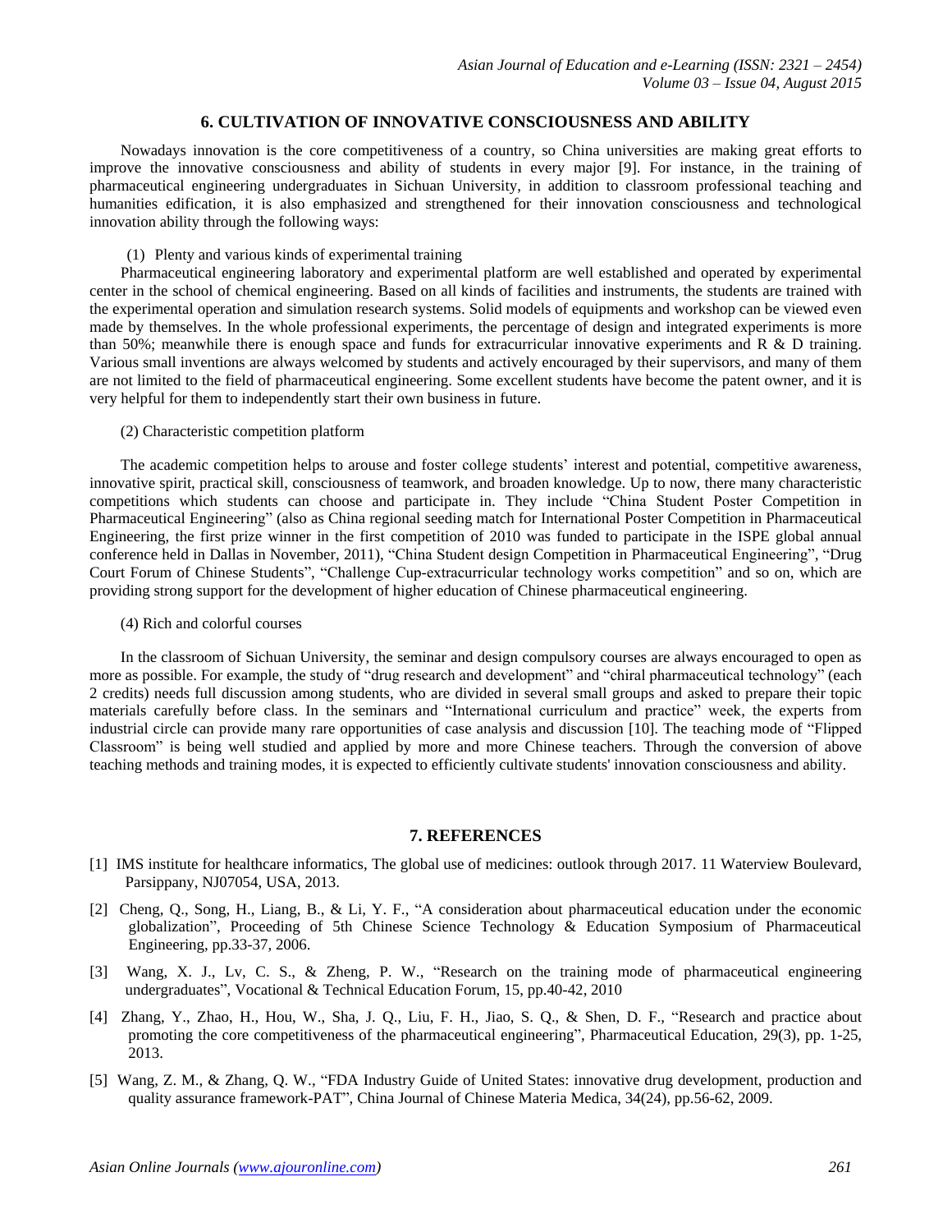## 6. CULTIVATION OF INNOVATIVE CONSCIOUSNESS AND ABILITY

Nowadays innovation is the core competitiveness of a country, so China universities are making great efforts to improve the innovative consciousness and ability of students in every major [9]. For instance, in the training of pharmaceutical engineering undergraduates in Sichuan University, in addition to classroom professional teaching and humanities edification, it is also emphasized and strengthened for their innovation consciousness and technological innovation ability through the following ways:

(1) Plenty and various kinds of experimental training

Pharmaceutical engineering laboratory and experimental platform are well established and operated by experimental center in the school of chemical engineering. Based on all kinds of facilities and instruments, the students are trained with the experimental operation and simulation research systems. Solid models of equipments and workshop can be viewed even made by themselves. In the whole professional experiments, the percentage of design and integrated experiments is more than 50%; meanwhile there is enough space and funds for extracurricular innovative experiments and R & D training. Various small inventions are always welcomed by students and actively encouraged by their supervisors, and many of them are not limited to the field of pharmaceutical engineering. Some excellent students have become the patent owner, and it is very helpful for them to independently start their own business in future.

(2) Characteristic competition platform

The academic competition helps to arouse and foster college students' interest and potential, competitive awareness, innovative spirit, practical skill, consciousness of teamwork, and broaden knowledge. Up to now, there many characteristic competitions which students can choose and participate in. They include "China Student Poster Competition in Pharmaceutical Engineering" (also as China regional seeding match for International Poster Competition in Pharmaceutical Engineering, the first prize winner in the first competition of 2010 was funded to participate in the ISPE global annual conference held in Dallas in November, 2011), "China Student design Competition in Pharmaceutical Engineering", "Drug Court Forum of Chinese Students", "Challenge Cup-extracurricular technology works competition" and so on, which are providing strong support for the development of higher education of Chinese pharmaceutical engineering.

(4) Rich and colorful courses

In the classroom of Sichuan University, the seminar and design compulsory courses are always encouraged to open as more as possible. For example, the study of "drug research and development" and "chiral pharmaceutical technology" (each 2 credits) needs full discussion among students, who are divided in several small groups and asked to prepare their topic materials carefully before class. In the seminars and "International curriculum and practice" week, the experts from industrial circle can provide many rare opportunities of case analysis and discussion [10]. The teaching mode of "Flipped Classroom" is being well studied and applied by more and more Chinese teachers. Through the conversion of above teaching methods and training modes, it is expected to efficiently cultivate students' innovation consciousness and ability.

## 7. REFERENCES

[1] IMS institute for healthcare informatics, The global use of medicines: outlook through 2017. 11 Waterview Boulevard, Parsippany, NJ07054, USA, 2013.

[2] Cheng, Q., Song, H., Liang, B., & Li, Y. F., "A consideration about pharmaceutical education under the economic globalization", Proceeding of 5th Chinese Science Technology & Education Symposium of Pharmaceutical Engineering, pp.33-37, 2006.

[3] Wang, X. J., Lv, C. S., & Zheng, P. W., "Research on the training mode of pharmaceutical engineering undergraduates", Vocational & Technical Education Forum, 15, pp.40-42, 2010

[4] Zhang, Y., Zhao, H., Hou, W., Sha, J. Q., Liu, F. H., Jiao, S. Q., & Shen, D. F., "Research and practice about promoting the core competitiveness of the pharmaceutical engineering", Pharmaceutical Education, 29(3), pp. 1-25, 2013.

[5] Wang, Z. M., & Zhang, Q. W., "FDA Industry Guide of United States: innovative drug development, production and quality assurance framework-PAT", China Journal of Chinese Materia Medica, 34(24), pp.56-62, 2009.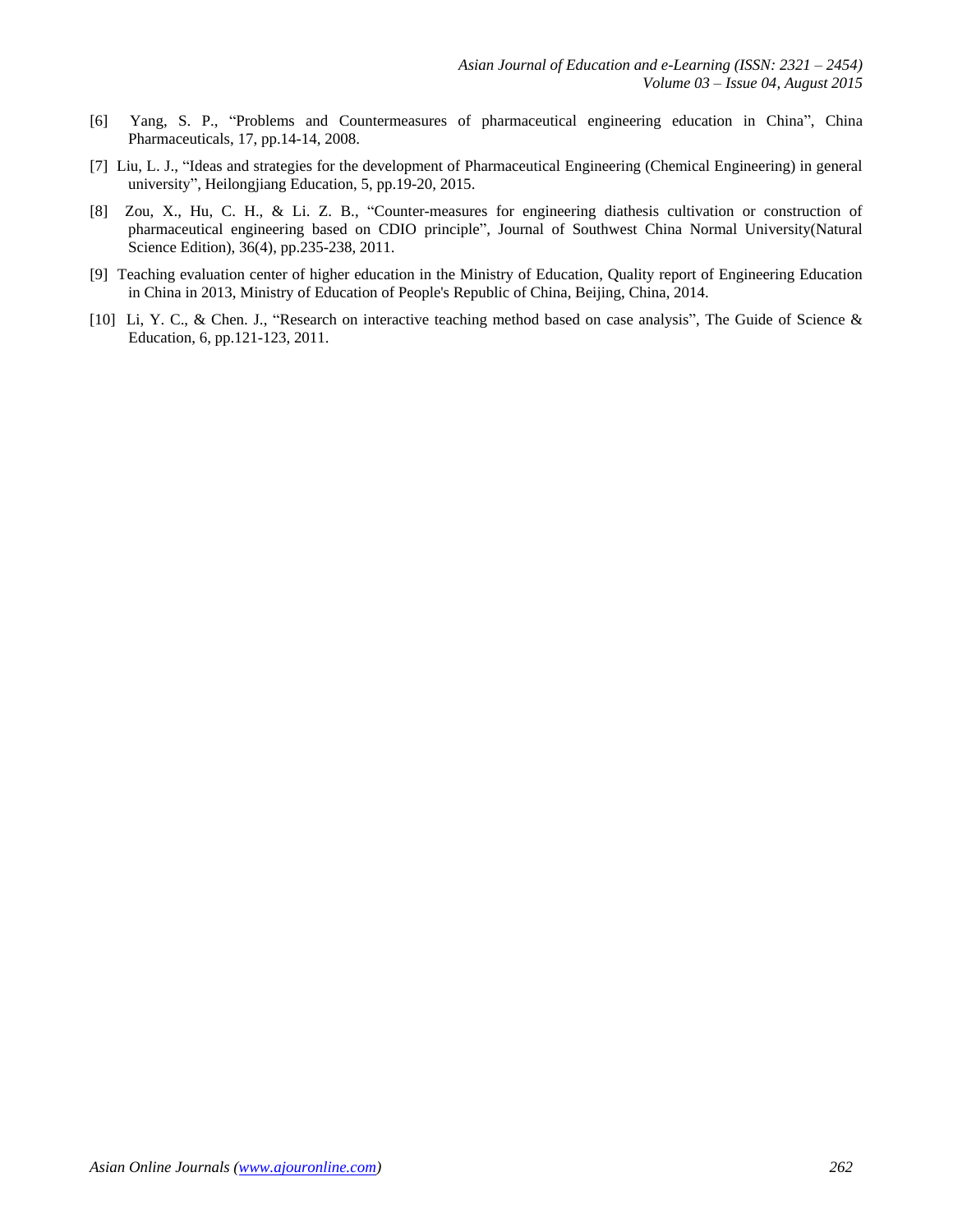[6] Yang, S. P., "Problems and Countermeasures of pharmaceutical engineering education in China", China Pharmaceuticals, 17, pp.14-14, 2008.

[7] Liu, L. J., "Ideas and strategies for the development of Pharmaceutical Engineering (Chemical Engineering) in general university", Heilongjiang Education, 5, pp.19-20, 2015.

[8] Zou, X., Hu, C. H., & Li. Z. B., "Counter-measures for engineering diathesis cultivation or construction of pharmaceutical engineering based on CDIO principle", Journal of Southwest China Normal University(Natural Science Edition), 36(4), pp.235-238, 2011.

[9] Teaching evaluation center of higher education in the Ministry of Education, Quality report of Engineering Education in China in 2013, Ministry of Education of People's Republic of China, Beijing, China, 2014.

[10] Li, Y. C., & Chen. J., "Research on interactive teaching method based on case analysis", The Guide of Science & Education, 6, pp.121-123, 2011.